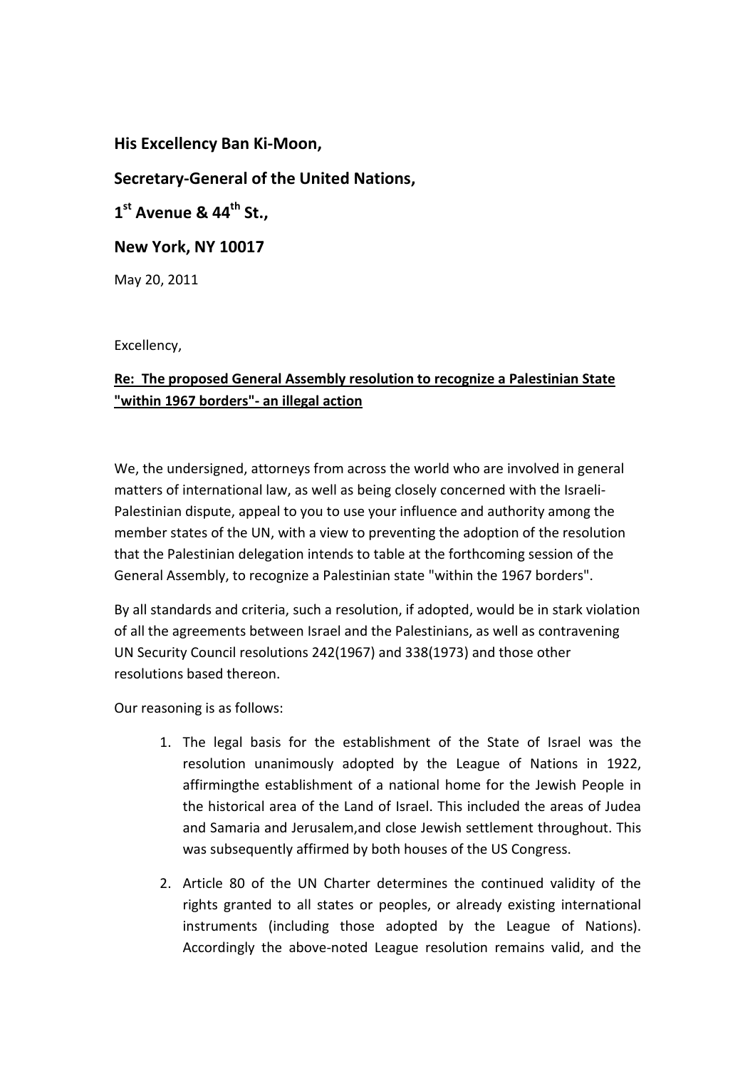**His Excellency Ban Ki-Moon,**

**Secretary-General of the United Nations,**

**1st Avenue & 44th St.,**

**New York, NY 10017**

May 20, 2011

Excellency,

**Re: The proposed General Assembly resolution to recognize a Palestinian State "within 1967 borders"- an illegal action**

We, the undersigned, attorneys from across the world who are involved in general matters of international law, as well as being closely concerned with the Israeli-Palestinian dispute, appeal to you to use your influence and authority among the member states of the UN, with a view to preventing the adoption of the resolution that the Palestinian delegation intends to table at the forthcoming session of the General Assembly, to recognize a Palestinian state "within the 1967 borders".

By all standards and criteria, such a resolution, if adopted, would be in stark violation of all the agreements between Israel and the Palestinians, as well as contravening UN Security Council resolutions 242(1967) and 338(1973) and those other resolutions based thereon.

Our reasoning is as follows:

1. The legal basis for the establishment of the State of Israel was the resolution unanimously adopted by the League of Nations in 1922, affirmingthe establishment of a national home for the Jewish People in the historical area of the Land of Israel. This included the areas of Judea and Samaria and Jerusalem,and close Jewish settlement throughout. This was subsequently affirmed by both houses of the US Congress.
2. Article 80 of the UN Charter determines the continued validity of the rights granted to all states or peoples, or already existing international instruments (including those adopted by the League of Nations). Accordingly the above-noted League resolution remains valid, and the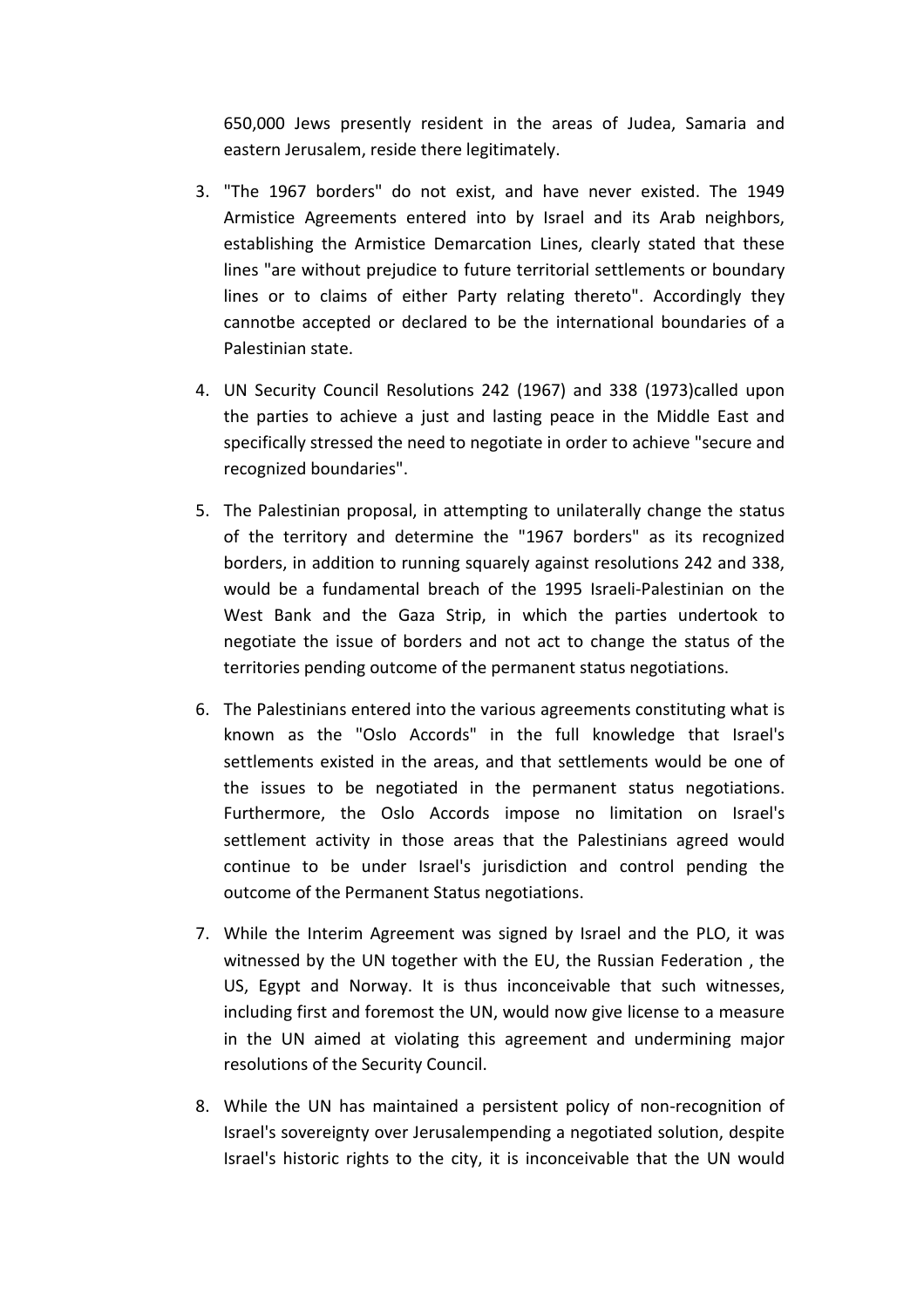650,000 Jews presently resident in the areas of Judea, Samaria and eastern Jerusalem, reside there legitimately.

3. "The 1967 borders" do not exist, and have never existed. The 1949 Armistice Agreements entered into by Israel and its Arab neighbors, establishing the Armistice Demarcation Lines, clearly stated that these lines "are without prejudice to future territorial settlements or boundary lines or to claims of either Party relating thereto". Accordingly they cannotbe accepted or declared to be the international boundaries of a Palestinian state.

4. UN Security Council Resolutions 242 (1967) and 338 (1973)called upon the parties to achieve a just and lasting peace in the Middle East and specifically stressed the need to negotiate in order to achieve "secure and recognized boundaries".

5. The Palestinian proposal, in attempting to unilaterally change the status of the territory and determine the "1967 borders" as its recognized borders, in addition to running squarely against resolutions 242 and 338, would be a fundamental breach of the 1995 Israeli-Palestinian on the West Bank and the Gaza Strip, in which the parties undertook to negotiate the issue of borders and not act to change the status of the territories pending outcome of the permanent status negotiations.

6. The Palestinians entered into the various agreements constituting what is known as the "Oslo Accords" in the full knowledge that Israel's settlements existed in the areas, and that settlements would be one of the issues to be negotiated in the permanent status negotiations. Furthermore, the Oslo Accords impose no limitation on Israel's settlement activity in those areas that the Palestinians agreed would continue to be under Israel's jurisdiction and control pending the outcome of the Permanent Status negotiations.

7. While the Interim Agreement was signed by Israel and the PLO, it was witnessed by the UN together with the EU, the Russian Federation , the US, Egypt and Norway. It is thus inconceivable that such witnesses, including first and foremost the UN, would now give license to a measure in the UN aimed at violating this agreement and undermining major resolutions of the Security Council.

8. While the UN has maintained a persistent policy of non-recognition of Israel's sovereignty over Jerusalempending a negotiated solution, despite Israel's historic rights to the city, it is inconceivable that the UN would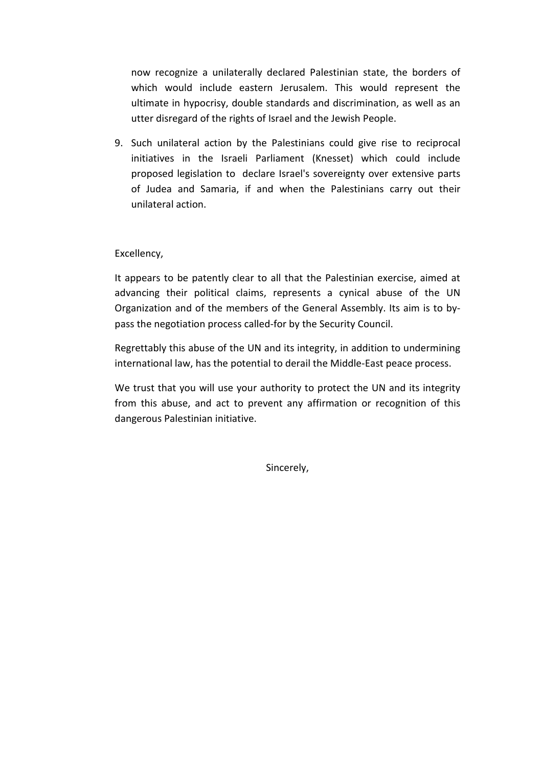now recognize a unilaterally declared Palestinian state, the borders of which would include eastern Jerusalem. This would represent the ultimate in hypocrisy, double standards and discrimination, as well as an utter disregard of the rights of Israel and the Jewish People.

9. Such unilateral action by the Palestinians could give rise to reciprocal initiatives in the Israeli Parliament (Knesset) which could include proposed legislation to declare Israel's sovereignty over extensive parts of Judea and Samaria, if and when the Palestinians carry out their unilateral action.

Excellency,

It appears to be patently clear to all that the Palestinian exercise, aimed at advancing their political claims, represents a cynical abuse of the UN Organization and of the members of the General Assembly. Its aim is to by-pass the negotiation process called-for by the Security Council.

Regrettably this abuse of the UN and its integrity, in addition to undermining international law, has the potential to derail the Middle-East peace process.

We trust that you will use your authority to protect the UN and its integrity from this abuse, and act to prevent any affirmation or recognition of this dangerous Palestinian initiative.

Sincerely,